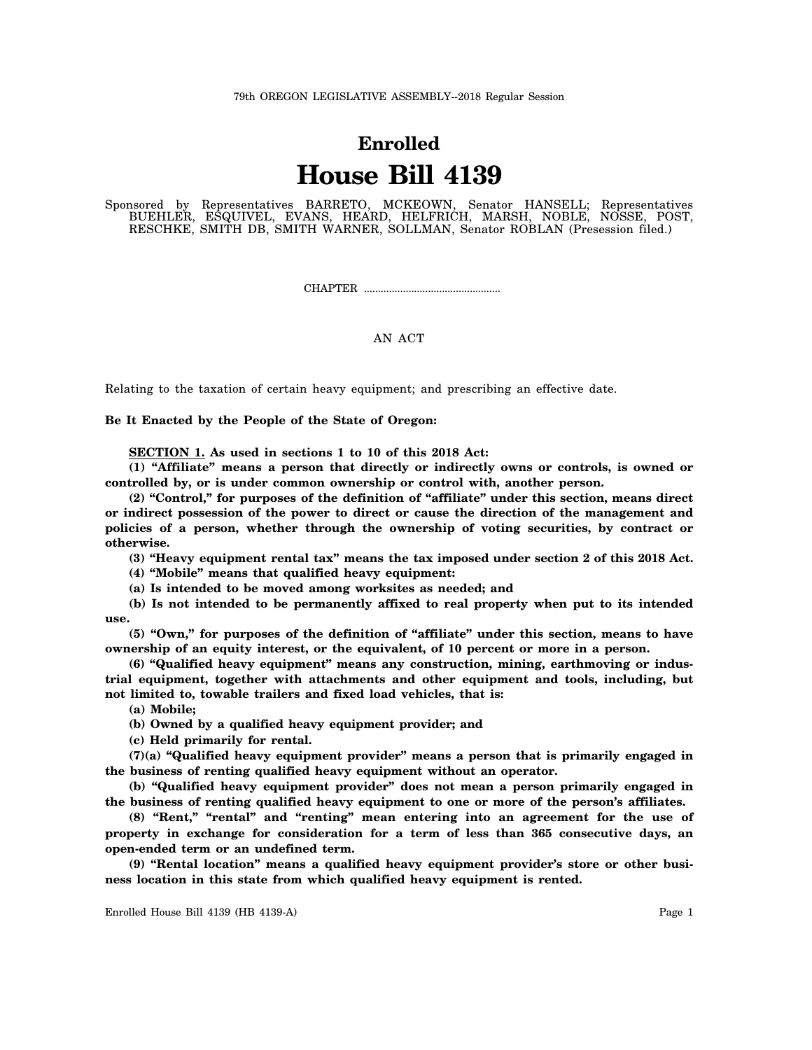79th OREGON LEGISLATIVE ASSEMBLY--2018 Regular Session

# Enrolled

# House Bill 4139

Sponsored by Representatives BARRETO, MCKEOWN, Senator HANSELL; Representatives BUEHLER, ESQUIVEL, EVANS, HEARD, HELFRICH, MARSH, NOBLE, NOSSE, POST, RESCHKE, SMITH DB, SMITH WARNER, SOLLMAN, Senator ROBLAN (Presession filed.)

CHAPTER ................................................

AN ACT

Relating to the taxation of certain heavy equipment; and prescribing an effective date.

**Be It Enacted by the People of the State of Oregon:**

**SECTION 1. As used in sections 1 to 10 of this 2018 Act:**

**(1) "Affiliate" means a person that directly or indirectly owns or controls, is owned or controlled by, or is under common ownership or control with, another person.**

**(2) "Control," for purposes of the definition of "affiliate" under this section, means direct or indirect possession of the power to direct or cause the direction of the management and policies of a person, whether through the ownership of voting securities, by contract or otherwise.**

**(3) "Heavy equipment rental tax" means the tax imposed under section 2 of this 2018 Act.**

**(4) "Mobile" means that qualified heavy equipment:**

**(a) Is intended to be moved among worksites as needed; and**

**(b) Is not intended to be permanently affixed to real property when put to its intended use.**

**(5) "Own," for purposes of the definition of "affiliate" under this section, means to have ownership of an equity interest, or the equivalent, of 10 percent or more in a person.**

**(6) "Qualified heavy equipment" means any construction, mining, earthmoving or industrial equipment, together with attachments and other equipment and tools, including, but not limited to, towable trailers and fixed load vehicles, that is:**

**(a) Mobile;**

**(b) Owned by a qualified heavy equipment provider; and**

**(c) Held primarily for rental.**

**(7)(a) "Qualified heavy equipment provider" means a person that is primarily engaged in the business of renting qualified heavy equipment without an operator.**

**(b) "Qualified heavy equipment provider" does not mean a person primarily engaged in the business of renting qualified heavy equipment to one or more of the person's affiliates.**

**(8) "Rent," "rental" and "renting" mean entering into an agreement for the use of property in exchange for consideration for a term of less than 365 consecutive days, an open-ended term or an undefined term.**

**(9) "Rental location" means a qualified heavy equipment provider's store or other business location in this state from which qualified heavy equipment is rented.**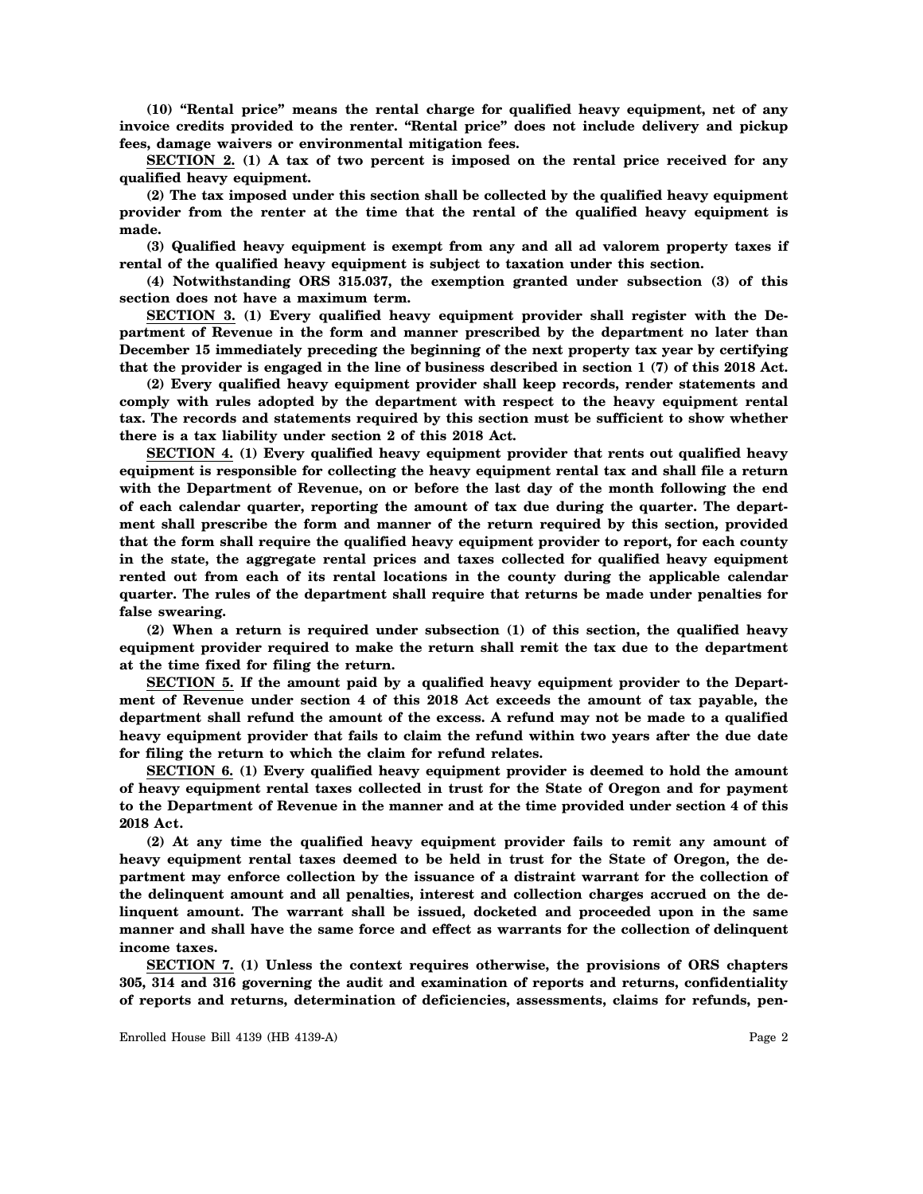**(10) "Rental price" means the rental charge for qualified heavy equipment, net of any invoice credits provided to the renter. "Rental price" does not include delivery and pickup fees, damage waivers or environmental mitigation fees.**

**SECTION 2. (1) A tax of two percent is imposed on the rental price received for any qualified heavy equipment.**

**(2) The tax imposed under this section shall be collected by the qualified heavy equipment provider from the renter at the time that the rental of the qualified heavy equipment is made.**

**(3) Qualified heavy equipment is exempt from any and all ad valorem property taxes if rental of the qualified heavy equipment is subject to taxation under this section.**

**(4) Notwithstanding ORS 315.037, the exemption granted under subsection (3) of this section does not have a maximum term.**

**SECTION 3. (1) Every qualified heavy equipment provider shall register with the Department of Revenue in the form and manner prescribed by the department no later than December 15 immediately preceding the beginning of the next property tax year by certifying that the provider is engaged in the line of business described in section 1 (7) of this 2018 Act.**

**(2) Every qualified heavy equipment provider shall keep records, render statements and comply with rules adopted by the department with respect to the heavy equipment rental tax. The records and statements required by this section must be sufficient to show whether there is a tax liability under section 2 of this 2018 Act.**

**SECTION 4. (1) Every qualified heavy equipment provider that rents out qualified heavy equipment is responsible for collecting the heavy equipment rental tax and shall file a return with the Department of Revenue, on or before the last day of the month following the end of each calendar quarter, reporting the amount of tax due during the quarter. The department shall prescribe the form and manner of the return required by this section, provided that the form shall require the qualified heavy equipment provider to report, for each county in the state, the aggregate rental prices and taxes collected for qualified heavy equipment rented out from each of its rental locations in the county during the applicable calendar quarter. The rules of the department shall require that returns be made under penalties for false swearing.**

**(2) When a return is required under subsection (1) of this section, the qualified heavy equipment provider required to make the return shall remit the tax due to the department at the time fixed for filing the return.**

**SECTION 5. If the amount paid by a qualified heavy equipment provider to the Department of Revenue under section 4 of this 2018 Act exceeds the amount of tax payable, the department shall refund the amount of the excess. A refund may not be made to a qualified heavy equipment provider that fails to claim the refund within two years after the due date for filing the return to which the claim for refund relates.**

**SECTION 6. (1) Every qualified heavy equipment provider is deemed to hold the amount of heavy equipment rental taxes collected in trust for the State of Oregon and for payment to the Department of Revenue in the manner and at the time provided under section 4 of this 2018 Act.**

**(2) At any time the qualified heavy equipment provider fails to remit any amount of heavy equipment rental taxes deemed to be held in trust for the State of Oregon, the department may enforce collection by the issuance of a distraint warrant for the collection of the delinquent amount and all penalties, interest and collection charges accrued on the delinquent amount. The warrant shall be issued, docketed and proceeded upon in the same manner and shall have the same force and effect as warrants for the collection of delinquent income taxes.**

**SECTION 7. (1) Unless the context requires otherwise, the provisions of ORS chapters 305, 314 and 316 governing the audit and examination of reports and returns, confidentiality of reports and returns, determination of deficiencies, assessments, claims for refunds, pen-**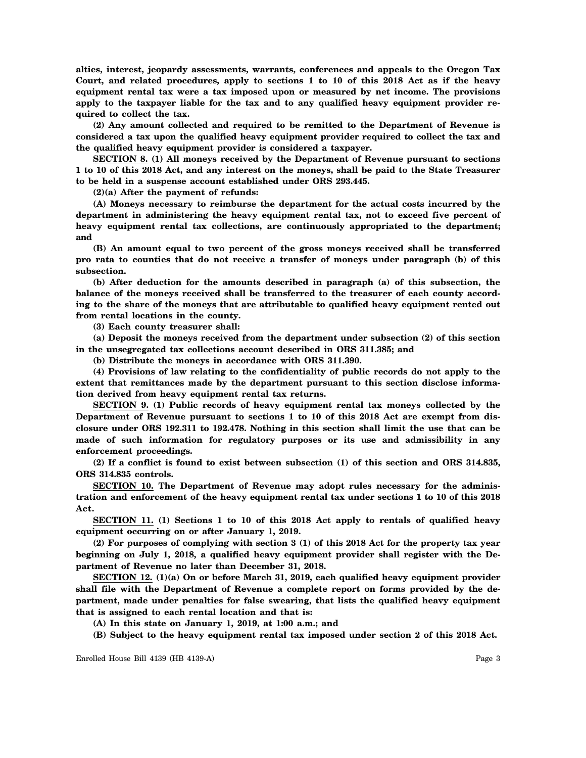**alties, interest, jeopardy assessments, warrants, conferences and appeals to the Oregon Tax Court, and related procedures, apply to sections 1 to 10 of this 2018 Act as if the heavy equipment rental tax were a tax imposed upon or measured by net income. The provisions apply to the taxpayer liable for the tax and to any qualified heavy equipment provider required to collect the tax.**

**(2) Any amount collected and required to be remitted to the Department of Revenue is considered a tax upon the qualified heavy equipment provider required to collect the tax and the qualified heavy equipment provider is considered a taxpayer.**

**SECTION 8. (1) All moneys received by the Department of Revenue pursuant to sections 1 to 10 of this 2018 Act, and any interest on the moneys, shall be paid to the State Treasurer to be held in a suspense account established under ORS 293.445.**

**(2)(a) After the payment of refunds:**

**(A) Moneys necessary to reimburse the department for the actual costs incurred by the department in administering the heavy equipment rental tax, not to exceed five percent of heavy equipment rental tax collections, are continuously appropriated to the department; and**

**(B) An amount equal to two percent of the gross moneys received shall be transferred pro rata to counties that do not receive a transfer of moneys under paragraph (b) of this subsection.**

**(b) After deduction for the amounts described in paragraph (a) of this subsection, the balance of the moneys received shall be transferred to the treasurer of each county according to the share of the moneys that are attributable to qualified heavy equipment rented out from rental locations in the county.**

**(3) Each county treasurer shall:**

**(a) Deposit the moneys received from the department under subsection (2) of this section in the unsegregated tax collections account described in ORS 311.385; and**

**(b) Distribute the moneys in accordance with ORS 311.390.**

**(4) Provisions of law relating to the confidentiality of public records do not apply to the extent that remittances made by the department pursuant to this section disclose information derived from heavy equipment rental tax returns.**

**SECTION 9. (1) Public records of heavy equipment rental tax moneys collected by the Department of Revenue pursuant to sections 1 to 10 of this 2018 Act are exempt from disclosure under ORS 192.311 to 192.478. Nothing in this section shall limit the use that can be made of such information for regulatory purposes or its use and admissibility in any enforcement proceedings.**

**(2) If a conflict is found to exist between subsection (1) of this section and ORS 314.835, ORS 314.835 controls.**

**SECTION 10. The Department of Revenue may adopt rules necessary for the administration and enforcement of the heavy equipment rental tax under sections 1 to 10 of this 2018 Act.**

**SECTION 11. (1) Sections 1 to 10 of this 2018 Act apply to rentals of qualified heavy equipment occurring on or after January 1, 2019.**

**(2) For purposes of complying with section 3 (1) of this 2018 Act for the property tax year beginning on July 1, 2018, a qualified heavy equipment provider shall register with the Department of Revenue no later than December 31, 2018.**

**SECTION 12. (1)(a) On or before March 31, 2019, each qualified heavy equipment provider shall file with the Department of Revenue a complete report on forms provided by the department, made under penalties for false swearing, that lists the qualified heavy equipment that is assigned to each rental location and that is:**

**(A) In this state on January 1, 2019, at 1:00 a.m.; and**

**(B) Subject to the heavy equipment rental tax imposed under section 2 of this 2018 Act.**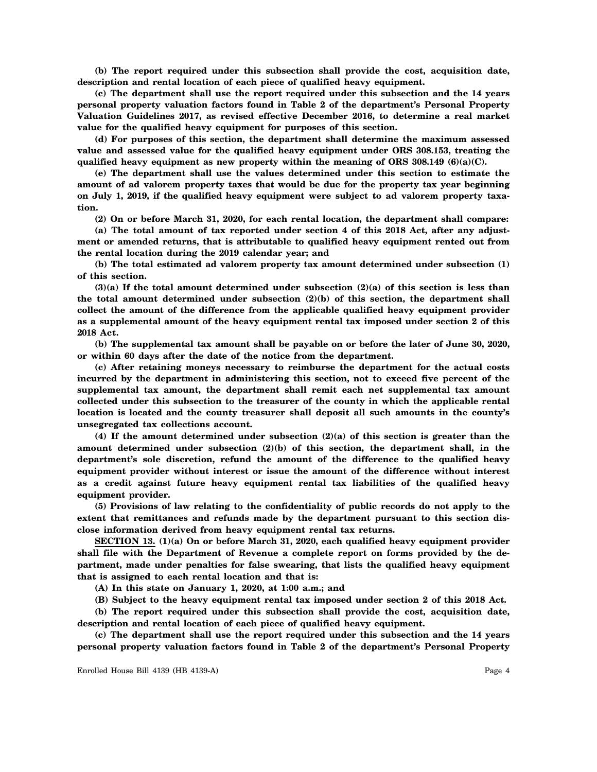**(b) The report required under this subsection shall provide the cost, acquisition date, description and rental location of each piece of qualified heavy equipment.**

**(c) The department shall use the report required under this subsection and the 14 years personal property valuation factors found in Table 2 of the department's Personal Property Valuation Guidelines 2017, as revised effective December 2016, to determine a real market value for the qualified heavy equipment for purposes of this section.**

**(d) For purposes of this section, the department shall determine the maximum assessed value and assessed value for the qualified heavy equipment under ORS 308.153, treating the qualified heavy equipment as new property within the meaning of ORS 308.149 (6)(a)(C).**

**(e) The department shall use the values determined under this section to estimate the amount of ad valorem property taxes that would be due for the property tax year beginning on July 1, 2019, if the qualified heavy equipment were subject to ad valorem property taxation.**

**(2) On or before March 31, 2020, for each rental location, the department shall compare:**

**(a) The total amount of tax reported under section 4 of this 2018 Act, after any adjustment or amended returns, that is attributable to qualified heavy equipment rented out from the rental location during the 2019 calendar year; and**

**(b) The total estimated ad valorem property tax amount determined under subsection (1) of this section.**

**(3)(a) If the total amount determined under subsection (2)(a) of this section is less than the total amount determined under subsection (2)(b) of this section, the department shall collect the amount of the difference from the applicable qualified heavy equipment provider as a supplemental amount of the heavy equipment rental tax imposed under section 2 of this 2018 Act.**

**(b) The supplemental tax amount shall be payable on or before the later of June 30, 2020, or within 60 days after the date of the notice from the department.**

**(c) After retaining moneys necessary to reimburse the department for the actual costs incurred by the department in administering this section, not to exceed five percent of the supplemental tax amount, the department shall remit each net supplemental tax amount collected under this subsection to the treasurer of the county in which the applicable rental location is located and the county treasurer shall deposit all such amounts in the county's unsegregated tax collections account.**

**(4) If the amount determined under subsection (2)(a) of this section is greater than the amount determined under subsection (2)(b) of this section, the department shall, in the department's sole discretion, refund the amount of the difference to the qualified heavy equipment provider without interest or issue the amount of the difference without interest as a credit against future heavy equipment rental tax liabilities of the qualified heavy equipment provider.**

**(5) Provisions of law relating to the confidentiality of public records do not apply to the extent that remittances and refunds made by the department pursuant to this section disclose information derived from heavy equipment rental tax returns.**

**SECTION 13. (1)(a) On or before March 31, 2020, each qualified heavy equipment provider shall file with the Department of Revenue a complete report on forms provided by the department, made under penalties for false swearing, that lists the qualified heavy equipment that is assigned to each rental location and that is:**

**(A) In this state on January 1, 2020, at 1:00 a.m.; and**

**(B) Subject to the heavy equipment rental tax imposed under section 2 of this 2018 Act.**

**(b) The report required under this subsection shall provide the cost, acquisition date, description and rental location of each piece of qualified heavy equipment.**

**(c) The department shall use the report required under this subsection and the 14 years personal property valuation factors found in Table 2 of the department's Personal Property**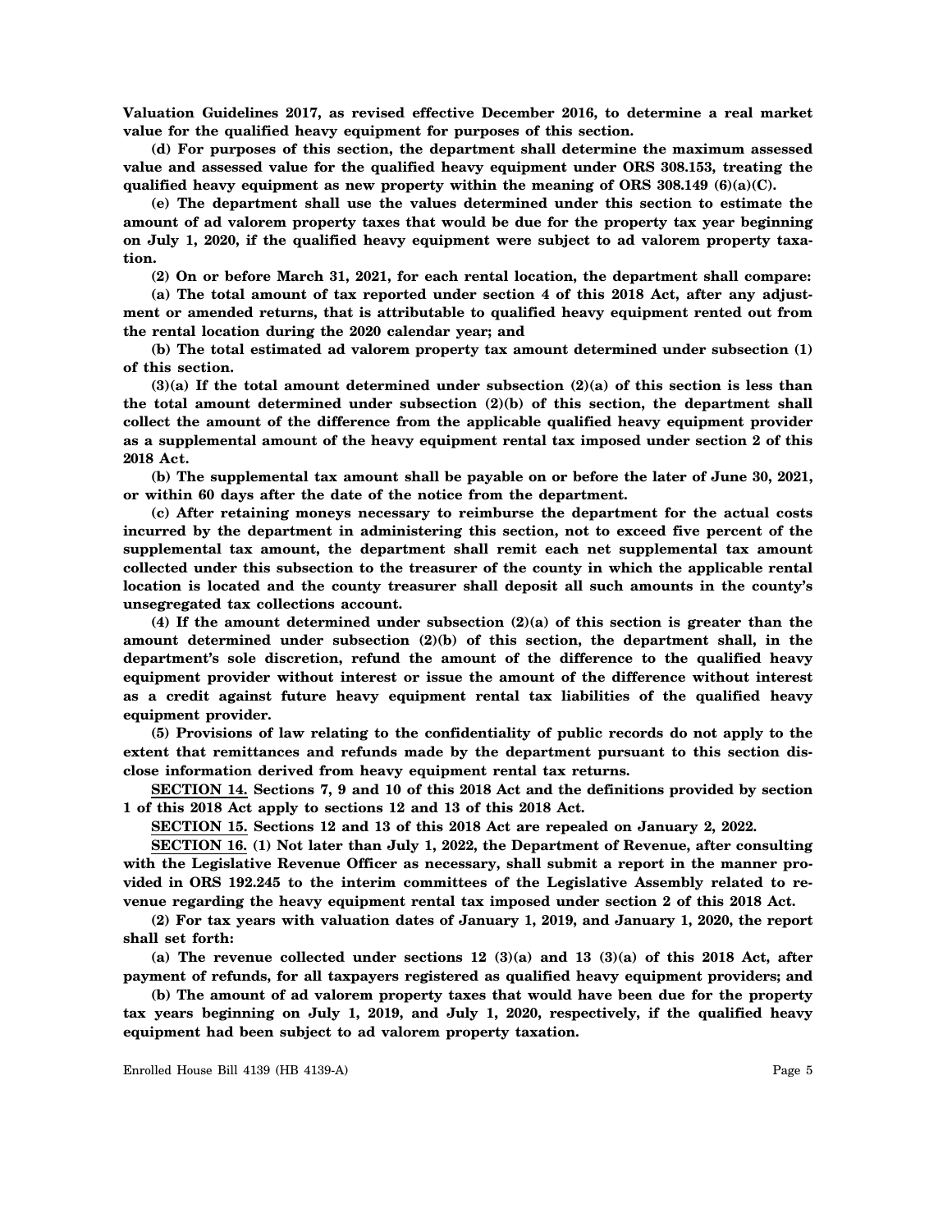**Valuation Guidelines 2017, as revised effective December 2016, to determine a real market value for the qualified heavy equipment for purposes of this section.**

**(d) For purposes of this section, the department shall determine the maximum assessed value and assessed value for the qualified heavy equipment under ORS 308.153, treating the qualified heavy equipment as new property within the meaning of ORS 308.149 (6)(a)(C).**

**(e) The department shall use the values determined under this section to estimate the amount of ad valorem property taxes that would be due for the property tax year beginning on July 1, 2020, if the qualified heavy equipment were subject to ad valorem property taxation.**

**(2) On or before March 31, 2021, for each rental location, the department shall compare:**

**(a) The total amount of tax reported under section 4 of this 2018 Act, after any adjustment or amended returns, that is attributable to qualified heavy equipment rented out from the rental location during the 2020 calendar year; and**

**(b) The total estimated ad valorem property tax amount determined under subsection (1) of this section.**

**(3)(a) If the total amount determined under subsection (2)(a) of this section is less than the total amount determined under subsection (2)(b) of this section, the department shall collect the amount of the difference from the applicable qualified heavy equipment provider as a supplemental amount of the heavy equipment rental tax imposed under section 2 of this 2018 Act.**

**(b) The supplemental tax amount shall be payable on or before the later of June 30, 2021, or within 60 days after the date of the notice from the department.**

**(c) After retaining moneys necessary to reimburse the department for the actual costs incurred by the department in administering this section, not to exceed five percent of the supplemental tax amount, the department shall remit each net supplemental tax amount collected under this subsection to the treasurer of the county in which the applicable rental location is located and the county treasurer shall deposit all such amounts in the county's unsegregated tax collections account.**

**(4) If the amount determined under subsection (2)(a) of this section is greater than the amount determined under subsection (2)(b) of this section, the department shall, in the department's sole discretion, refund the amount of the difference to the qualified heavy equipment provider without interest or issue the amount of the difference without interest as a credit against future heavy equipment rental tax liabilities of the qualified heavy equipment provider.**

**(5) Provisions of law relating to the confidentiality of public records do not apply to the extent that remittances and refunds made by the department pursuant to this section disclose information derived from heavy equipment rental tax returns.**

**SECTION 14. Sections 7, 9 and 10 of this 2018 Act and the definitions provided by section 1 of this 2018 Act apply to sections 12 and 13 of this 2018 Act.**

**SECTION 15. Sections 12 and 13 of this 2018 Act are repealed on January 2, 2022.**

**SECTION 16. (1) Not later than July 1, 2022, the Department of Revenue, after consulting with the Legislative Revenue Officer as necessary, shall submit a report in the manner provided in ORS 192.245 to the interim committees of the Legislative Assembly related to revenue regarding the heavy equipment rental tax imposed under section 2 of this 2018 Act.**

**(2) For tax years with valuation dates of January 1, 2019, and January 1, 2020, the report shall set forth:**

**(a) The revenue collected under sections 12 (3)(a) and 13 (3)(a) of this 2018 Act, after payment of refunds, for all taxpayers registered as qualified heavy equipment providers; and**

**(b) The amount of ad valorem property taxes that would have been due for the property tax years beginning on July 1, 2019, and July 1, 2020, respectively, if the qualified heavy equipment had been subject to ad valorem property taxation.**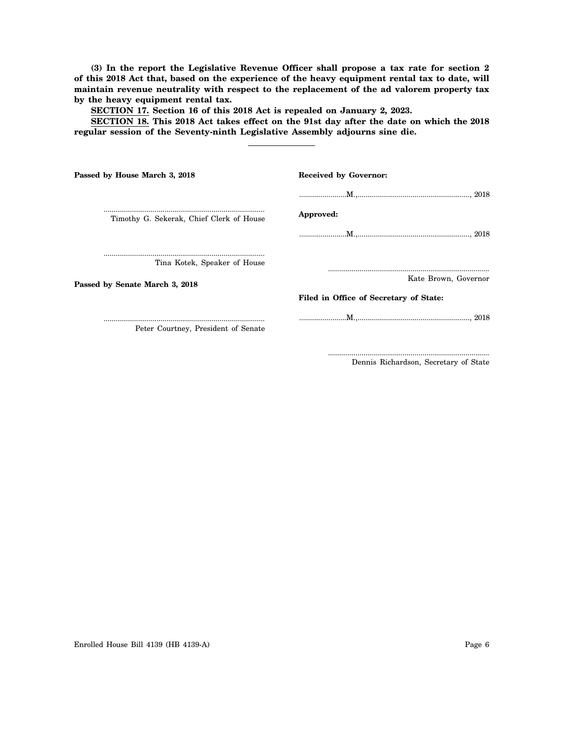**(3) In the report the Legislative Revenue Officer shall propose a tax rate for section 2 of this 2018 Act that, based on the experience of the heavy equipment rental tax to date, will maintain revenue neutrality with respect to the replacement of the ad valorem property tax by the heavy equipment rental tax.**

**SECTION 17. Section 16 of this 2018 Act is repealed on January 2, 2023.**

**SECTION 18. This 2018 Act takes effect on the 91st day after the date on which the 2018 regular session of the Seventy-ninth Legislative Assembly adjourns sine die.**

---

**Passed by House March 3, 2018**

..................................................................................
Timothy G. Sekerak, Chief Clerk of House

..................................................................................
Tina Kotek, Speaker of House

**Passed by Senate March 3, 2018**

..................................................................................
Peter Courtney, President of Senate

**Received by Governor:**

........................M.,........................................................., 2018

**Approved:**

........................M.,........................................................., 2018

..................................................................................
Kate Brown, Governor

**Filed in Office of Secretary of State:**

........................M.,........................................................., 2018

..................................................................................
Dennis Richardson, Secretary of State

Enrolled House Bill 4139 (HB 4139-A)